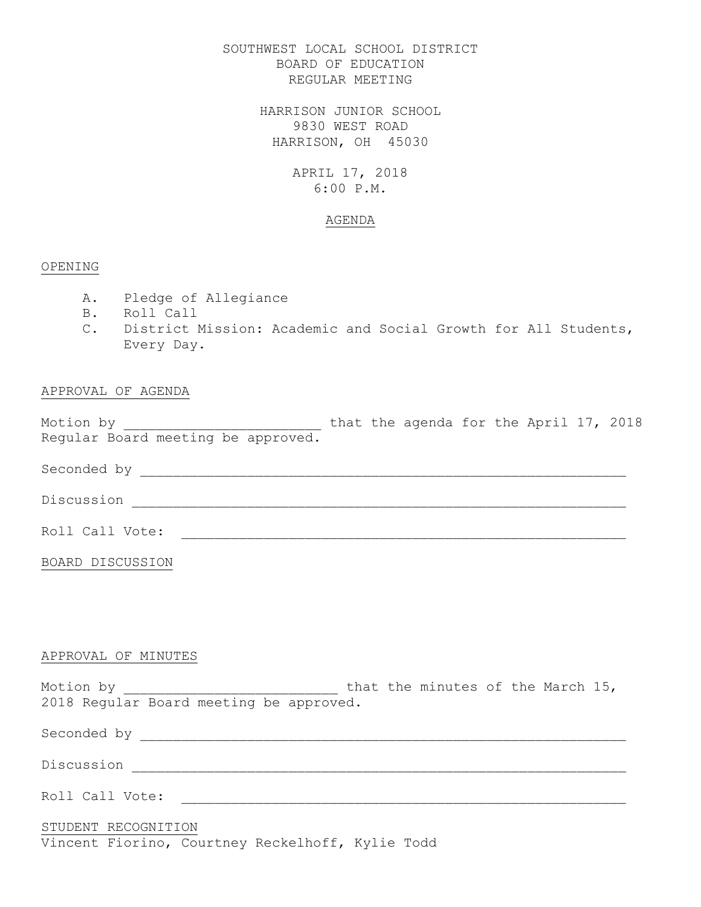SOUTHWEST LOCAL SCHOOL DISTRICT
BOARD OF EDUCATION
REGULAR MEETING

HARRISON JUNIOR SCHOOL
9830 WEST ROAD
HARRISON, OH 45030

APRIL 17, 2018
6:00 P.M.

# AGENDA

## OPENING

A. Pledge of Allegiance
B. Roll Call
C. District Mission: Academic and Social Growth for All Students, Every Day.

## APPROVAL OF AGENDA

Motion by ________________________ that the agenda for the April 17, 2018 Regular Board meeting be approved.

Seconded by ___________________________________________________________

Discussion ____________________________________________________________

Roll Call Vote: _______________________________________________________

## BOARD DISCUSSION

## APPROVAL OF MINUTES

Motion by __________________________ that the minutes of the March 15, 2018 Regular Board meeting be approved.

Seconded by ___________________________________________________________

Discussion ____________________________________________________________

Roll Call Vote: _______________________________________________________

## STUDENT RECOGNITION

Vincent Fiorino, Courtney Reckelhoff, Kylie Todd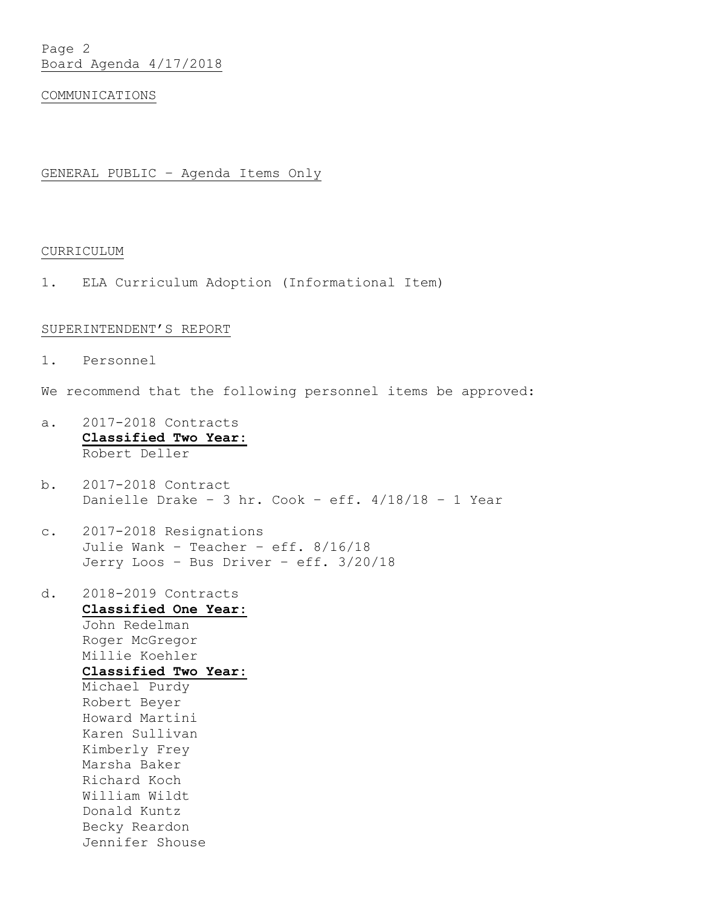## COMMUNICATIONS

## GENERAL PUBLIC – Agenda Items Only

## CURRICULUM

1. ELA Curriculum Adoption (Informational Item)

## SUPERINTENDENT'S REPORT

1. Personnel

We recommend that the following personnel items be approved:

a. 2017-2018 Contracts
   **Classified Two Year:**
   Robert Deller

b. 2017-2018 Contract
   Danielle Drake – 3 hr. Cook – eff. 4/18/18 – 1 Year

c. 2017-2018 Resignations
   Julie Wank – Teacher – eff. 8/16/18
   Jerry Loos – Bus Driver – eff. 3/20/18

d. 2018-2019 Contracts
   **Classified One Year:**
   John Redelman
   Roger McGregor
   Millie Koehler
   **Classified Two Year:**
   Michael Purdy
   Robert Beyer
   Howard Martini
   Karen Sullivan
   Kimberly Frey
   Marsha Baker
   Richard Koch
   William Wildt
   Donald Kuntz
   Becky Reardon
   Jennifer Shouse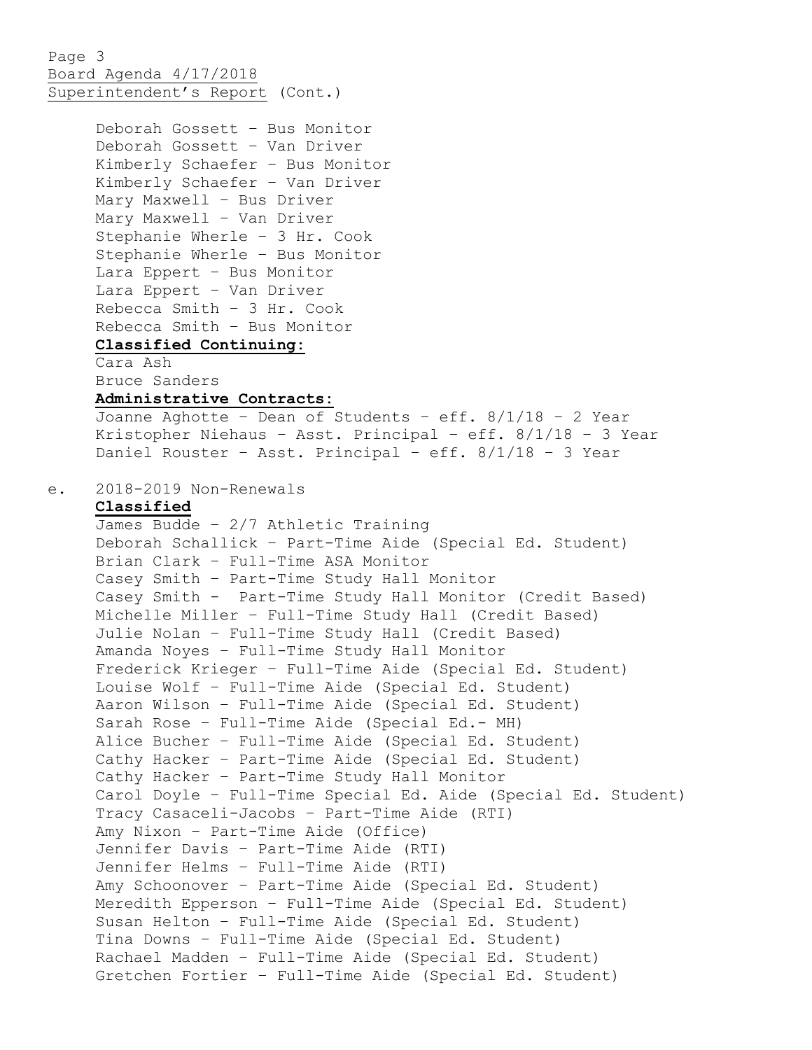Deborah Gossett – Bus Monitor
Deborah Gossett – Van Driver
Kimberly Schaefer – Bus Monitor
Kimberly Schaefer – Van Driver
Mary Maxwell – Bus Driver
Mary Maxwell – Van Driver
Stephanie Wherle – 3 Hr. Cook
Stephanie Wherle – Bus Monitor
Lara Eppert – Bus Monitor
Lara Eppert – Van Driver
Rebecca Smith – 3 Hr. Cook
Rebecca Smith – Bus Monitor

**Classified Continuing:**

Cara Ash
Bruce Sanders

**Administrative Contracts:**

Joanne Aghotte – Dean of Students – eff. 8/1/18 – 2 Year
Kristopher Niehaus – Asst. Principal – eff. 8/1/18 – 3 Year
Daniel Rouster – Asst. Principal – eff. 8/1/18 – 3 Year

e. 2018-2019 Non-Renewals

**Classified**

James Budde – 2/7 Athletic Training
Deborah Schallick – Part-Time Aide (Special Ed. Student)
Brian Clark – Full-Time ASA Monitor
Casey Smith – Part-Time Study Hall Monitor
Casey Smith – Part-Time Study Hall Monitor (Credit Based)
Michelle Miller – Full-Time Study Hall (Credit Based)
Julie Nolan – Full-Time Study Hall (Credit Based)
Amanda Noyes – Full-Time Study Hall Monitor
Frederick Krieger – Full-Time Aide (Special Ed. Student)
Louise Wolf – Full-Time Aide (Special Ed. Student)
Aaron Wilson – Full-Time Aide (Special Ed. Student)
Sarah Rose – Full-Time Aide (Special Ed.- MH)
Alice Bucher – Full-Time Aide (Special Ed. Student)
Cathy Hacker – Part-Time Aide (Special Ed. Student)
Cathy Hacker – Part-Time Study Hall Monitor
Carol Doyle – Full-Time Special Ed. Aide (Special Ed. Student)
Tracy Casaceli-Jacobs – Part-Time Aide (RTI)
Amy Nixon – Part-Time Aide (Office)
Jennifer Davis – Part-Time Aide (RTI)
Jennifer Helms – Full-Time Aide (RTI)
Amy Schoonover – Part-Time Aide (Special Ed. Student)
Meredith Epperson – Full-Time Aide (Special Ed. Student)
Susan Helton – Full-Time Aide (Special Ed. Student)
Tina Downs – Full-Time Aide (Special Ed. Student)
Rachael Madden – Full-Time Aide (Special Ed. Student)
Gretchen Fortier – Full-Time Aide (Special Ed. Student)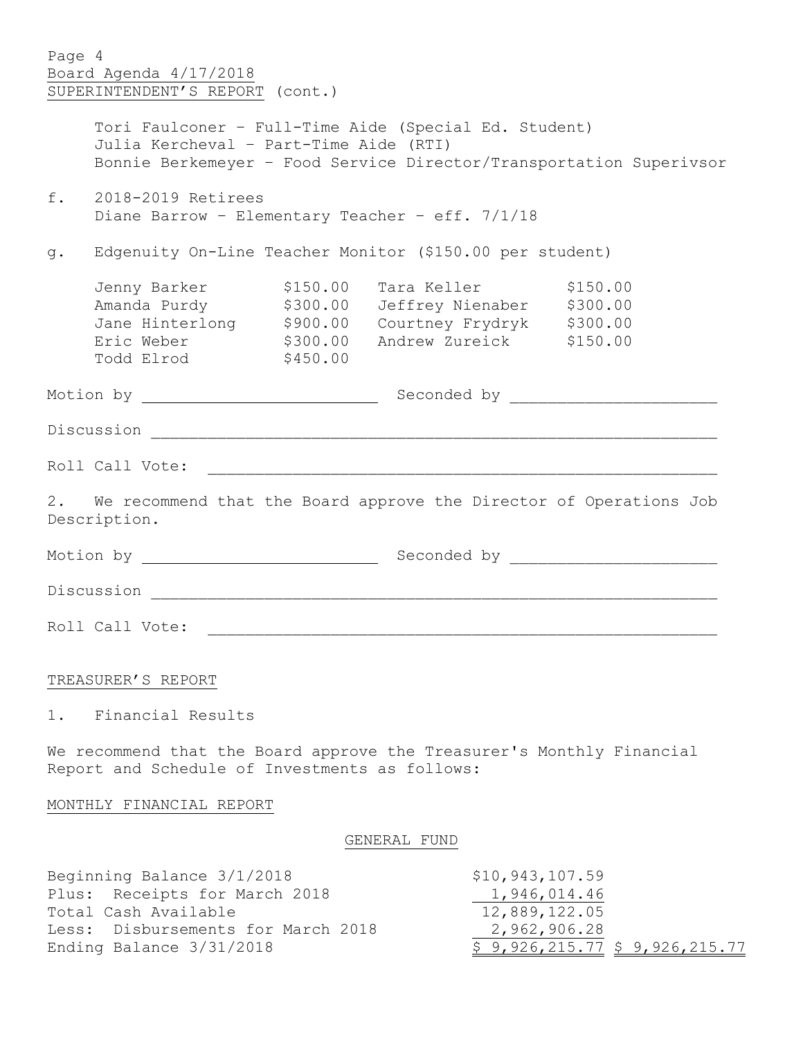Board Agenda 4/17/2018

SUPERINTENDENT'S REPORT (cont.)

Tori Faulconer – Full-Time Aide (Special Ed. Student)
Julia Kercheval – Part-Time Aide (RTI)
Bonnie Berkemeyer – Food Service Director/Transportation Superivsor

f. 2018-2019 Retirees
Diane Barrow – Elementary Teacher – eff. 7/1/18

g. Edgenuity On-Line Teacher Monitor ($150.00 per student)

| | | | |
|---|---|---|---|
| Jenny Barker | $150.00 | Tara Keller | $150.00 |
| Amanda Purdy | $300.00 | Jeffrey Nienaber | $300.00 |
| Jane Hinterlong | $900.00 | Courtney Frydryk | $300.00 |
| Eric Weber | $300.00 | Andrew Zureick | $150.00 |
| Todd Elrod | $450.00 | | |

Motion by __________________________ Seconded by ______________________

Discussion ______________________________________________________________

Roll Call Vote: _________________________________________________________

2. We recommend that the Board approve the Director of Operations Job Description.

Motion by __________________________ Seconded by ______________________

Discussion ______________________________________________________________

Roll Call Vote: _________________________________________________________

TREASURER'S REPORT

1. Financial Results

We recommend that the Board approve the Treasurer's Monthly Financial Report and Schedule of Investments as follows:

MONTHLY FINANCIAL REPORT

GENERAL FUND

| | | |
|---|---|---|
| Beginning Balance 3/1/2018 | $10,943,107.59 | |
| Plus: Receipts for March 2018 | 1,946,014.46 | |
| Total Cash Available | 12,889,122.05 | |
| Less: Disbursements for March 2018 | 2,962,906.28 | |
| Ending Balance 3/31/2018 | $ 9,926,215.77 | $ 9,926,215.77 |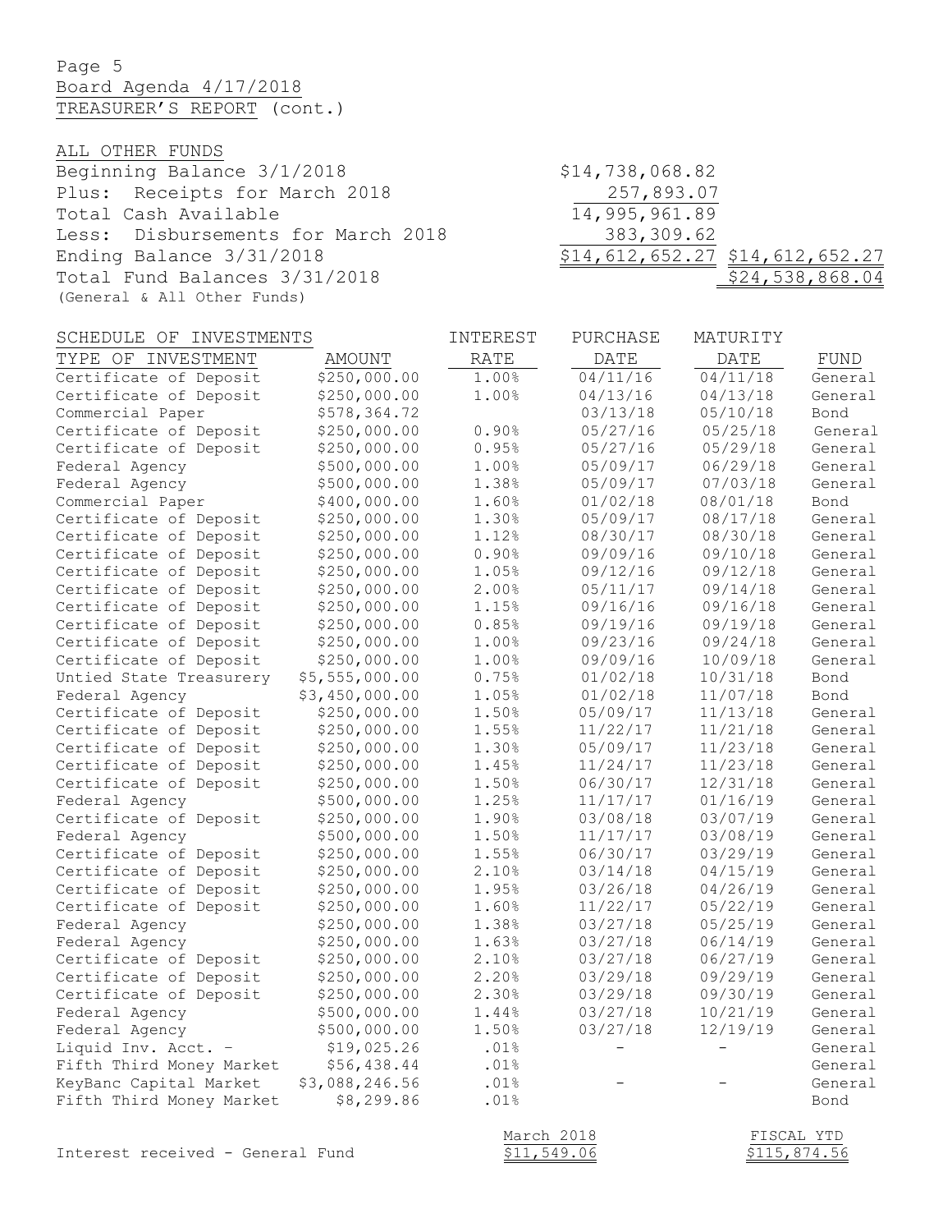Board Agenda 4/17/2018

TREASURER'S REPORT (cont.)

ALL OTHER FUNDS

| | | |
|---|---|---|
| Beginning Balance 3/1/2018 | $14,738,068.82 | |
| Plus: Receipts for March 2018 | 257,893.07 | |
| Total Cash Available | 14,995,961.89 | |
| Less: Disbursements for March 2018 | 383,309.62 | |
| Ending Balance 3/31/2018 | $14,612,652.27 | $14,612,652.27 |
| Total Fund Balances 3/31/2018 (General & All Other Funds) | | $24,538,868.04 |

SCHEDULE OF INVESTMENTS

| TYPE OF INVESTMENT | AMOUNT | INTEREST RATE | PURCHASE DATE | MATURITY DATE | FUND |
|---|---|---|---|---|---|
| Certificate of Deposit | $250,000.00 | 1.00% | 04/11/16 | 04/11/18 | General |
| Certificate of Deposit | $250,000.00 | 1.00% | 04/13/16 | 04/13/18 | General |
| Commercial Paper | $578,364.72 | | 03/13/18 | 05/10/18 | Bond |
| Certificate of Deposit | $250,000.00 | 0.90% | 05/27/16 | 05/25/18 | General |
| Certificate of Deposit | $250,000.00 | 0.95% | 05/27/16 | 05/29/18 | General |
| Federal Agency | $500,000.00 | 1.00% | 05/09/17 | 06/29/18 | General |
| Federal Agency | $500,000.00 | 1.38% | 05/09/17 | 07/03/18 | General |
| Commercial Paper | $400,000.00 | 1.60% | 01/02/18 | 08/01/18 | Bond |
| Certificate of Deposit | $250,000.00 | 1.30% | 05/09/17 | 08/17/18 | General |
| Certificate of Deposit | $250,000.00 | 1.12% | 08/30/17 | 08/30/18 | General |
| Certificate of Deposit | $250,000.00 | 0.90% | 09/09/16 | 09/10/18 | General |
| Certificate of Deposit | $250,000.00 | 1.05% | 09/12/16 | 09/12/18 | General |
| Certificate of Deposit | $250,000.00 | 2.00% | 05/11/17 | 09/14/18 | General |
| Certificate of Deposit | $250,000.00 | 1.15% | 09/16/16 | 09/16/18 | General |
| Certificate of Deposit | $250,000.00 | 0.85% | 09/19/16 | 09/19/18 | General |
| Certificate of Deposit | $250,000.00 | 1.00% | 09/23/16 | 09/24/18 | General |
| Certificate of Deposit | $250,000.00 | 1.00% | 09/09/16 | 10/09/18 | General |
| Untied State Treasurery | $5,555,000.00 | 0.75% | 01/02/18 | 10/31/18 | Bond |
| Federal Agency | $3,450,000.00 | 1.05% | 01/02/18 | 11/07/18 | Bond |
| Certificate of Deposit | $250,000.00 | 1.50% | 05/09/17 | 11/13/18 | General |
| Certificate of Deposit | $250,000.00 | 1.55% | 11/22/17 | 11/21/18 | General |
| Certificate of Deposit | $250,000.00 | 1.30% | 05/09/17 | 11/23/18 | General |
| Certificate of Deposit | $250,000.00 | 1.45% | 11/24/17 | 11/23/18 | General |
| Certificate of Deposit | $250,000.00 | 1.50% | 06/30/17 | 12/31/18 | General |
| Federal Agency | $500,000.00 | 1.25% | 11/17/17 | 01/16/19 | General |
| Certificate of Deposit | $250,000.00 | 1.90% | 03/08/18 | 03/07/19 | General |
| Federal Agency | $500,000.00 | 1.50% | 11/17/17 | 03/08/19 | General |
| Certificate of Deposit | $250,000.00 | 1.55% | 06/30/17 | 03/29/19 | General |
| Certificate of Deposit | $250,000.00 | 2.10% | 03/14/18 | 04/15/19 | General |
| Certificate of Deposit | $250,000.00 | 1.95% | 03/26/18 | 04/26/19 | General |
| Certificate of Deposit | $250,000.00 | 1.60% | 11/22/17 | 05/22/19 | General |
| Federal Agency | $250,000.00 | 1.38% | 03/27/18 | 05/25/19 | General |
| Federal Agency | $250,000.00 | 1.63% | 03/27/18 | 06/14/19 | General |
| Certificate of Deposit | $250,000.00 | 2.10% | 03/27/18 | 06/27/19 | General |
| Certificate of Deposit | $250,000.00 | 2.20% | 03/29/18 | 09/29/19 | General |
| Certificate of Deposit | $250,000.00 | 2.30% | 03/29/18 | 09/30/19 | General |
| Federal Agency | $500,000.00 | 1.44% | 03/27/18 | 10/21/19 | General |
| Federal Agency | $500,000.00 | 1.50% | 03/27/18 | 12/19/19 | General |
| Liquid Inv. Acct. - | $19,025.26 | .01% | - | - | General |
| Fifth Third Money Market | $56,438.44 | .01% | | | General |
| KeyBanc Capital Market | $3,088,246.56 | .01% | - | - | General |
| Fifth Third Money Market | $8,299.86 | .01% | | | Bond |

| | March 2018 | FISCAL YTD |
|---|---|---|
| Interest received - General Fund | $11,549.06 | $115,874.56 |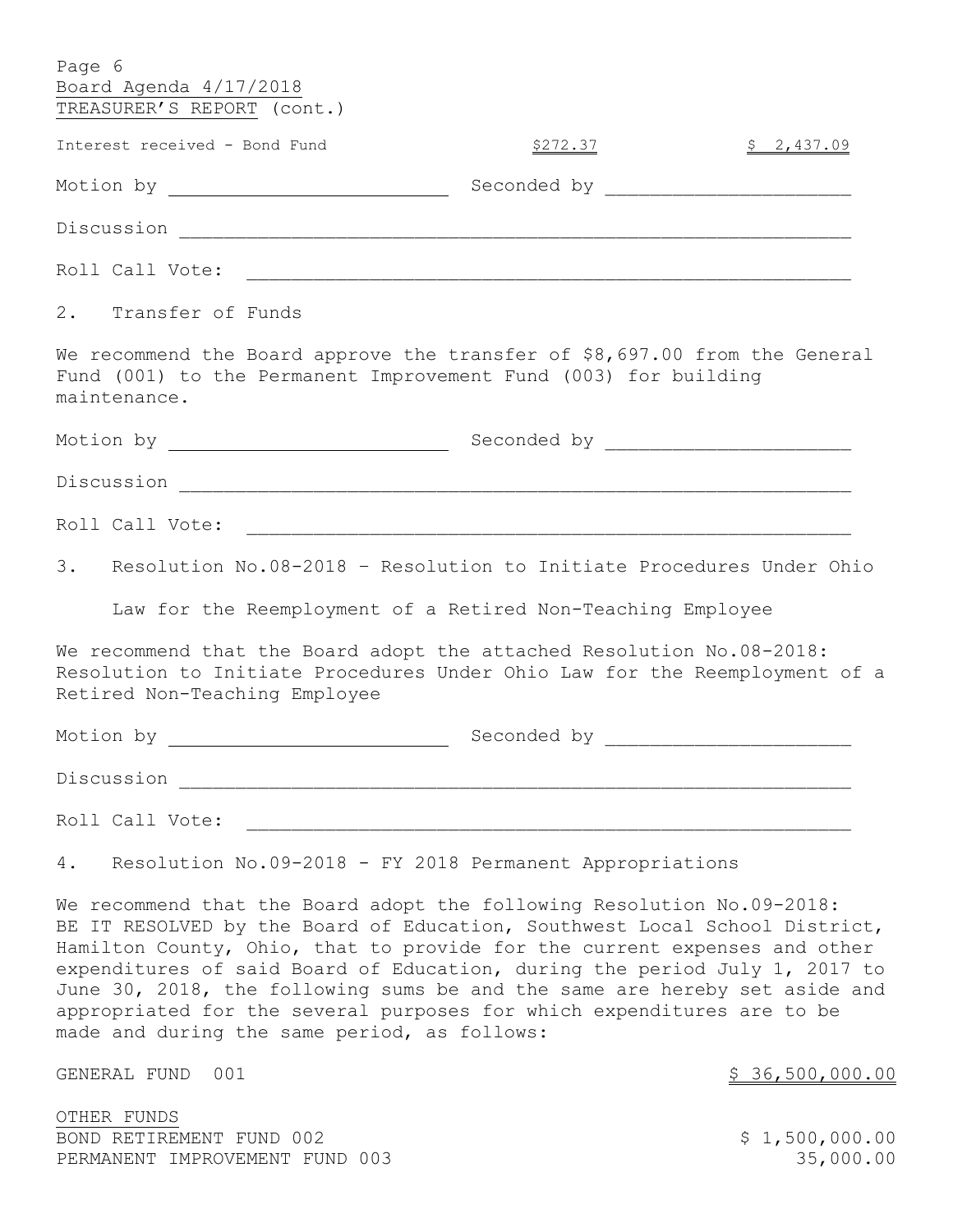Board Agenda 4/17/2018
TREASURER'S REPORT (cont.)

| | | |
|---|---|---|
| Interest received - Bond Fund | $272.37 | $ 2,437.09 |

Motion by ______________________ Seconded by ______________________

Discussion ______________________________________________________

Roll Call Vote: __________________________________________________

2. Transfer of Funds

We recommend the Board approve the transfer of $8,697.00 from the General Fund (001) to the Permanent Improvement Fund (003) for building maintenance.

Motion by ______________________ Seconded by ______________________

Discussion ______________________________________________________

Roll Call Vote: __________________________________________________

3. Resolution No.08-2018 – Resolution to Initiate Procedures Under Ohio Law for the Reemployment of a Retired Non-Teaching Employee

We recommend that the Board adopt the attached Resolution No.08-2018: Resolution to Initiate Procedures Under Ohio Law for the Reemployment of a Retired Non-Teaching Employee

Motion by ______________________ Seconded by ______________________

Discussion ______________________________________________________

Roll Call Vote: __________________________________________________

4. Resolution No.09-2018 - FY 2018 Permanent Appropriations

We recommend that the Board adopt the following Resolution No.09-2018: BE IT RESOLVED by the Board of Education, Southwest Local School District, Hamilton County, Ohio, that to provide for the current expenses and other expenditures of said Board of Education, during the period July 1, 2017 to June 30, 2018, the following sums be and the same are hereby set aside and appropriated for the several purposes for which expenditures are to be made and during the same period, as follows:

| | |
|---|---|
| GENERAL FUND 001 | $ 36,500,000.00 |
| OTHER FUNDS | |
| BOND RETIREMENT FUND 002 | $ 1,500,000.00 |
| PERMANENT IMPROVEMENT FUND 003 | 35,000.00 |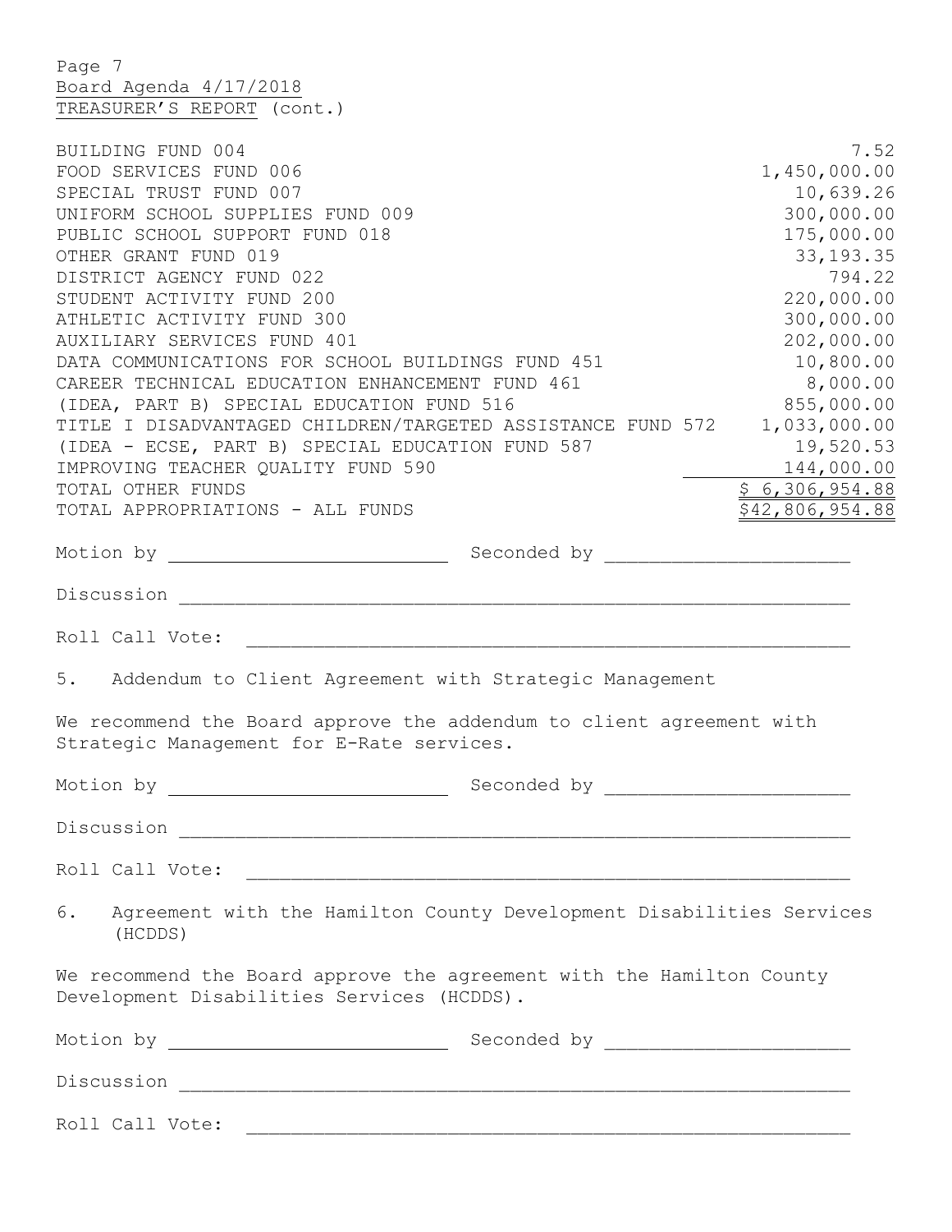Board Agenda 4/17/2018

TREASURER'S REPORT (cont.)

| Fund | Amount |
|---|---|
| BUILDING FUND 004 | 7.52 |
| FOOD SERVICES FUND 006 | 1,450,000.00 |
| SPECIAL TRUST FUND 007 | 10,639.26 |
| UNIFORM SCHOOL SUPPLIES FUND 009 | 300,000.00 |
| PUBLIC SCHOOL SUPPORT FUND 018 | 175,000.00 |
| OTHER GRANT FUND 019 | 33,193.35 |
| DISTRICT AGENCY FUND 022 | 794.22 |
| STUDENT ACTIVITY FUND 200 | 220,000.00 |
| ATHLETIC ACTIVITY FUND 300 | 300,000.00 |
| AUXILIARY SERVICES FUND 401 | 202,000.00 |
| DATA COMMUNICATIONS FOR SCHOOL BUILDINGS FUND 451 | 10,800.00 |
| CAREER TECHNICAL EDUCATION ENHANCEMENT FUND 461 | 8,000.00 |
| (IDEA, PART B) SPECIAL EDUCATION FUND 516 | 855,000.00 |
| TITLE I DISADVANTAGED CHILDREN/TARGETED ASSISTANCE FUND 572 | 1,033,000.00 |
| (IDEA - ECSE, PART B) SPECIAL EDUCATION FUND 587 | 19,520.53 |
| IMPROVING TEACHER QUALITY FUND 590 | 144,000.00 |
| TOTAL OTHER FUNDS | $ 6,306,954.88 |
| TOTAL APPROPRIATIONS - ALL FUNDS | $42,806,954.88 |

Motion by ________________________ Seconded by ____________________

Discussion ____________________________________________________________

Roll Call Vote: ______________________________________________________

5. Addendum to Client Agreement with Strategic Management

We recommend the Board approve the addendum to client agreement with Strategic Management for E-Rate services.

Motion by ________________________ Seconded by ____________________

Discussion ____________________________________________________________

Roll Call Vote: ______________________________________________________

6. Agreement with the Hamilton County Development Disabilities Services (HCDDS)

We recommend the Board approve the agreement with the Hamilton County Development Disabilities Services (HCDDS).

Motion by ________________________ Seconded by ____________________

Discussion ____________________________________________________________

Roll Call Vote: ______________________________________________________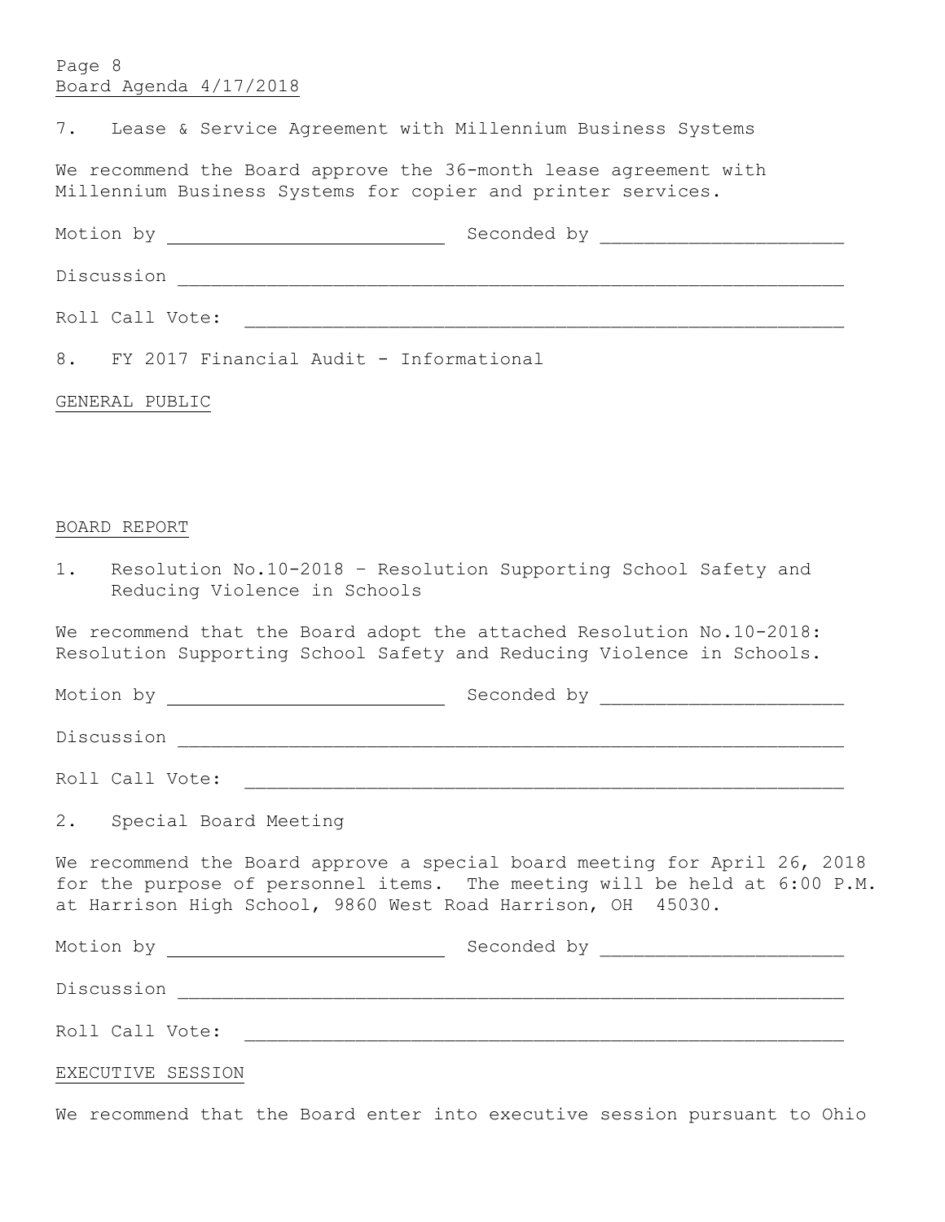7. Lease & Service Agreement with Millennium Business Systems

We recommend the Board approve the 36-month lease agreement with Millennium Business Systems for copier and printer services.

Motion by _________________________ Seconded by _____________________

Discussion ___________________________________________________________

Roll Call Vote: ______________________________________________________

8. FY 2017 Financial Audit - Informational

GENERAL PUBLIC

BOARD REPORT

1. Resolution No.10-2018 – Resolution Supporting School Safety and Reducing Violence in Schools

We recommend that the Board adopt the attached Resolution No.10-2018: Resolution Supporting School Safety and Reducing Violence in Schools.

Motion by _________________________ Seconded by _____________________

Discussion ___________________________________________________________

Roll Call Vote: ______________________________________________________

2. Special Board Meeting

We recommend the Board approve a special board meeting for April 26, 2018 for the purpose of personnel items. The meeting will be held at 6:00 P.M. at Harrison High School, 9860 West Road Harrison, OH 45030.

Motion by _________________________ Seconded by _____________________

Discussion ___________________________________________________________

Roll Call Vote: ______________________________________________________

EXECUTIVE SESSION

We recommend that the Board enter into executive session pursuant to Ohio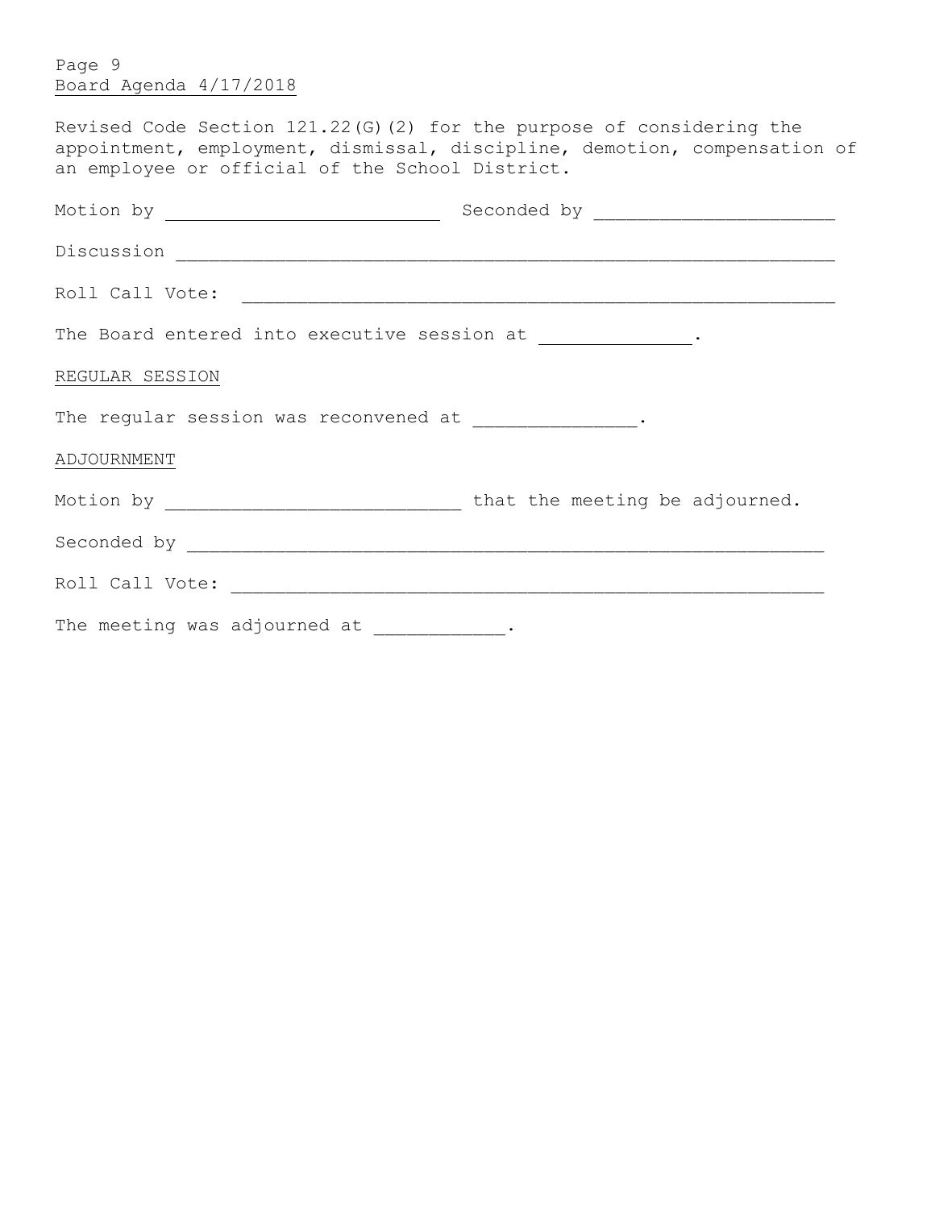Revised Code Section 121.22(G)(2) for the purpose of considering the appointment, employment, dismissal, discipline, demotion, compensation of an employee or official of the School District.

Motion by ___________________________ Seconded by ______________________

Discussion ____________________________________________________________

Roll Call Vote: ______________________________________________________

The Board entered into executive session at ______________.

REGULAR SESSION

The regular session was reconvened at _______________.

ADJOURNMENT

Motion by ___________________________ that the meeting be adjourned.

Seconded by __________________________________________________________

Roll Call Vote: ______________________________________________________

The meeting was adjourned at ____________.